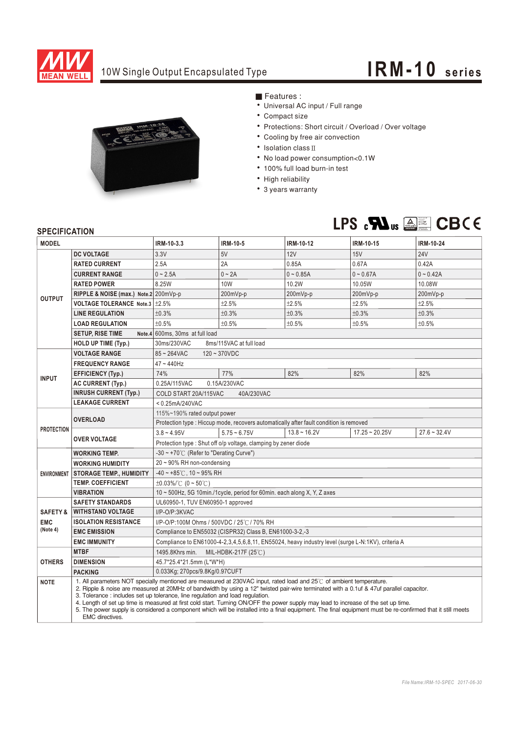# IRM-10 series

## 10W Single Output Encapsulated Type

■ Features :

- Universal AC input / Full range
- Compact size
- Protections: Short circuit / Overload / Over voltage
- Cooling by free air convection
- Isolation class Ⅱ
- No load power consumption<0.1W
- 100% full load burn-in test
- High reliability
- 3 years warranty

## SPECIFICATION

| MODEL | | IRM-10-3.3 | IRM-10-5 | IRM-10-12 | IRM-10-15 | IRM-10-24 |
|---|---|---|---|---|---|---|
| OUTPUT | DC VOLTAGE | 3.3V | 5V | 12V | 15V | 24V |
| | RATED CURRENT | 2.5A | 2A | 0.85A | 0.67A | 0.42A |
| | CURRENT RANGE | 0 ~ 2.5A | 0 ~ 2A | 0 ~ 0.85A | 0 ~ 0.67A | 0 ~ 0.42A |
| | RATED POWER | 8.25W | 10W | 10.2W | 10.05W | 10.08W |
| | RIPPLE & NOISE (max.) Note.2 | 200mVp-p | 200mVp-p | 200mVp-p | 200mVp-p | 200mVp-p |
| | VOLTAGE TOLERANCE Note.3 | ±2.5% | ±2.5% | ±2.5% | ±2.5% | ±2.5% |
| | LINE REGULATION | ±0.3% | ±0.3% | ±0.3% | ±0.3% | ±0.3% |
| | LOAD REGULATION | ±0.5% | ±0.5% | ±0.5% | ±0.5% | ±0.5% |
| | SETUP, RISE TIME Note.4 | 600ms, 30ms at full load | | | | |
| | HOLD UP TIME (Typ.) | 30ms/230VAC 8ms/115VAC at full load | | | | |
| INPUT | VOLTAGE RANGE | 85 ~ 264VAC 120 ~ 370VDC | | | | |
| | FREQUENCY RANGE | 47 ~ 440Hz | | | | |
| | EFFICIENCY (Typ.) | 74% | 77% | 82% | 82% | 82% |
| | AC CURRENT (Typ.) | 0.25A/115VAC 0.15A/230VAC | | | | |
| | INRUSH CURRENT (Typ.) | COLD START 20A/115VAC 40A/230VAC | | | | |
| | LEAKAGE CURRENT | < 0.25mA/240VAC | | | | |
| PROTECTION | OVERLOAD | 115%~190% rated output power | | | | |
| | | Protection type : Hiccup mode, recovers automatically after fault condition is removed | | | | |
| | OVER VOLTAGE | 3.8 ~ 4.95V | 5.75 ~ 6.75V | 13.8 ~ 16.2V | 17.25 ~ 20.25V | 27.6 ~ 32.4V |
| | | Protection type : Shut off o/p voltage, clamping by zener diode | | | | |
| ENVIRONMENT | WORKING TEMP. | -30 ~ +70℃ (Refer to "Derating Curve") | | | | |
| | WORKING HUMIDITY | 20 ~ 90% RH non-condensing | | | | |
| | STORAGE TEMP., HUMIDITY | -40 ~ +85℃, 10 ~ 95% RH | | | | |
| | TEMP. COEFFICIENT | ±0.03%/℃ (0 ~ 50℃) | | | | |
| | VIBRATION | 10 ~ 500Hz, 5G 10min./1cycle, period for 60min. each along X, Y, Z axes | | | | |
| SAFETY & EMC (Note 4) | SAFETY STANDARDS | UL60950-1, TUV EN60950-1 approved | | | | |
| | WITHSTAND VOLTAGE | I/P-O/P:3KVAC | | | | |
| | ISOLATION RESISTANCE | I/P-O/P:100M Ohms / 500VDC / 25℃ / 70% RH | | | | |
| | EMC EMISSION | Compliance to EN55032 (CISPR32) Class B, EN61000-3-2,-3 | | | | |
| | EMC IMMUNITY | Compliance to EN61000-4-2,3,4,5,6,8,11, EN55024, heavy industry level (surge L-N:1KV), criteria A | | | | |
| OTHERS | MTBF | 1495.8Khrs min. MIL-HDBK-217F (25℃) | | | | |
| | DIMENSION | 45.7*25.4*21.5mm (L*W*H) | | | | |
| | PACKING | 0.033Kg; 270pcs/9.8Kg/0.97CUFT | | | | |

**NOTE**

1. All parameters NOT specially mentioned are measured at 230VAC input, rated load and 25℃ of ambient temperature.
2. Ripple & noise are measured at 20MHz of bandwidth by using a 12" twisted pair-wire terminated with a 0.1uf & 47uf parallel capacitor.
3. Tolerance : includes set up tolerance, line regulation and load regulation.
4. Length of set up time is measured at first cold start. Turning ON/OFF the power supply may lead to increase of the set up time.
5. The power supply is considered a component which will be installed into a final equipment. The final equipment must be re-confirmed that it still meets EMC directives.

File Name:IRM-10-SPEC 2017-06-30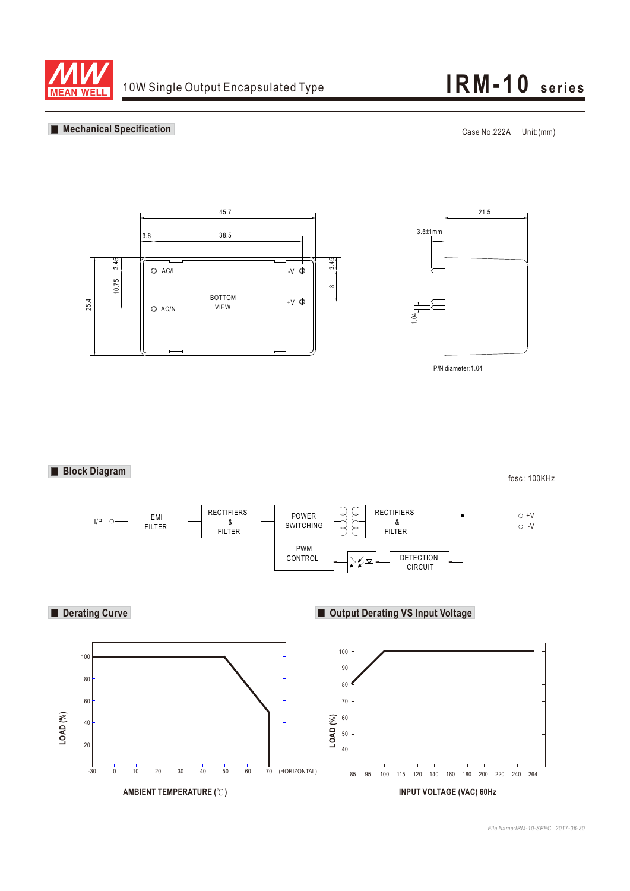# 10W Single Output Encapsulated Type

# IRM-10 series

## Mechanical Specification

Case No.222A Unit:(mm)

45.7

3.6

38.5

3.45

10.75

25.4

AC/L

AC/N

BOTTOM VIEW

-V

+V

3.45

8

21.5

3.5±1mm

1.04

P/N diameter:1.04

## Block Diagram

fosc : 100KHz

I/P

EMI FILTER

RECTIFIERS & FILTER

POWER SWITCHING

PWM CONTROL

RECTIFIERS & FILTER

DETECTION CIRCUIT

+V

-V

## Derating Curve

LOAD (%)

100
80
60
40
20

-30 0 10 20 30 40 50 60 70 (HORIZONTAL)

AMBIENT TEMPERATURE (℃)

## Output Derating VS Input Voltage

LOAD (%)

100
90
80
70
60
50
40

85 95 100 115 120 140 160 180 200 220 240 264

INPUT VOLTAGE (VAC) 60Hz

*File Name:IRM-10-SPEC 2017-06-30*